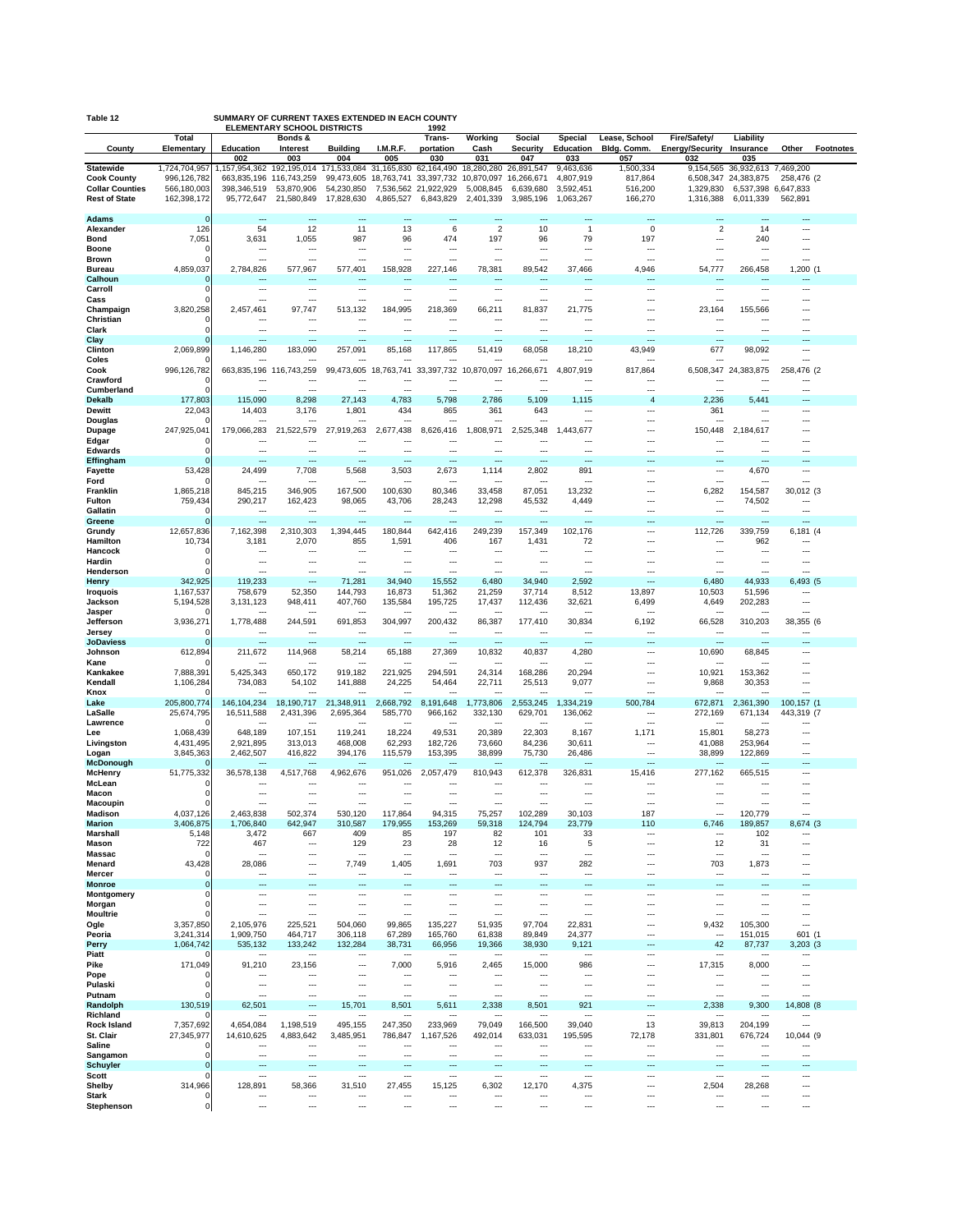**Table 12** SUMMARY OF CURRENT TAXES EXTENDED IN EACH COUNTY ELEMENTARY SCHOOL DISTRICTS 1992

| County | Total Elementary | Education | Bonds & Interest | Building | I.M.R.F. | Trans-portation | Working Cash | Social Security | Special Education | Lease, School Bldg. Comm. | Fire/Safety/ Energy/Security | Liability Insurance | Other | Footnotes |
|---|---|---|---|---|---|---|---|---|---|---|---|---|---|---|
| | | 002 | 003 | 004 | 005 | 030 | 031 | 047 | 033 | 057 | 032 | 035 | | |
| **Statewide** | 1,724,704,957 | 1,157,954,362 | 192,195,014 | 171,533,084 | 31,165,830 | 62,164,490 | 18,280,280 | 26,891,547 | 9,463,636 | 1,500,334 | 9,154,565 | 36,932,613 | 7,469,200 | |
| **Cook County** | 996,126,782 | 663,835,196 | 116,743,259 | 99,473,605 | 18,763,741 | 33,397,732 | 10,870,097 | 16,266,671 | 4,807,919 | 817,864 | 6,508,347 | 24,383,875 | 258,476 | (2 |
| **Collar Counties** | 566,180,003 | 398,346,519 | 53,870,906 | 54,230,850 | 7,536,562 | 21,922,929 | 5,008,845 | 6,639,680 | 3,592,451 | 516,200 | 1,329,830 | 6,537,398 | 6,647,833 | |
| **Rest of State** | 162,398,172 | 95,772,647 | 21,580,849 | 17,828,630 | 4,865,527 | 6,843,829 | 2,401,339 | 3,985,196 | 1,063,267 | 166,270 | 1,316,388 | 6,011,339 | 562,891 | |
| **Adams** | 0 | --- | --- | --- | --- | --- | --- | --- | --- | --- | --- | --- | --- | |
| **Alexander** | 126 | 54 | 12 | 11 | 13 | 6 | 2 | 10 | 1 | 0 | 2 | 14 | --- | |
| **Bond** | 7,051 | 3,631 | 1,055 | 987 | 96 | 474 | 197 | 96 | 79 | 197 | --- | 240 | --- | |
| **Boone** | 0 | --- | --- | --- | --- | --- | --- | --- | --- | --- | --- | --- | --- | |
| **Brown** | 0 | --- | --- | --- | --- | --- | --- | --- | --- | --- | --- | --- | --- | |
| **Bureau** | 4,859,037 | 2,784,826 | 577,967 | 577,401 | 158,928 | 227,146 | 78,381 | 89,542 | 37,466 | 4,946 | 54,777 | 266,458 | 1,200 | (1 |
| **Calhoun** | 0 | --- | --- | --- | --- | --- | --- | --- | --- | --- | --- | --- | --- | |
| **Carroll** | 0 | --- | --- | --- | --- | --- | --- | --- | --- | --- | --- | --- | --- | |
| **Cass** | 0 | --- | --- | --- | --- | --- | --- | --- | --- | --- | --- | --- | --- | |
| **Champaign** | 3,820,258 | 2,457,461 | 97,747 | 513,132 | 184,995 | 218,369 | 66,211 | 81,837 | 21,775 | --- | 23,164 | 155,566 | --- | |
| **Christian** | 0 | --- | --- | --- | --- | --- | --- | --- | --- | --- | --- | --- | --- | |
| **Clark** | 0 | --- | --- | --- | --- | --- | --- | --- | --- | --- | --- | --- | --- | |
| **Clay** | 0 | --- | --- | --- | --- | --- | --- | --- | --- | --- | --- | --- | --- | |
| **Clinton** | 2,069,899 | 1,146,280 | 183,090 | 257,091 | 85,168 | 117,865 | 51,419 | 68,058 | 18,210 | 43,949 | 677 | 98,092 | --- | |
| **Coles** | 0 | --- | --- | --- | --- | --- | --- | --- | --- | --- | --- | --- | --- | |
| **Cook** | 996,126,782 | 663,835,196 | 116,743,259 | 99,473,605 | 18,763,741 | 33,397,732 | 10,870,097 | 16,266,671 | 4,807,919 | 817,864 | 6,508,347 | 24,383,875 | 258,476 | (2 |
| **Crawford** | 0 | --- | --- | --- | --- | --- | --- | --- | --- | --- | --- | --- | --- | |
| **Cumberland** | 0 | --- | --- | --- | --- | --- | --- | --- | --- | --- | --- | --- | --- | |
| **Dekalb** | 177,803 | 115,090 | 8,298 | 27,143 | 4,783 | 5,798 | 2,786 | 5,109 | 1,115 | 4 | 2,236 | 5,441 | --- | |
| **Dewitt** | 22,043 | 14,403 | 3,176 | 1,801 | 434 | 865 | 361 | 643 | --- | --- | 361 | --- | --- | |
| **Douglas** | 0 | --- | --- | --- | --- | --- | --- | --- | --- | --- | --- | --- | --- | |
| **Dupage** | 247,925,041 | 179,066,283 | 21,522,579 | 27,919,263 | 2,677,438 | 8,626,416 | 1,808,971 | 2,525,348 | 1,443,677 | --- | 150,448 | 2,184,617 | --- | |
| **Edgar** | 0 | --- | --- | --- | --- | --- | --- | --- | --- | --- | --- | --- | --- | |
| **Edwards** | 0 | --- | --- | --- | --- | --- | --- | --- | --- | --- | --- | --- | --- | |
| **Effingham** | 0 | --- | --- | --- | --- | --- | --- | --- | --- | --- | --- | --- | --- | |
| **Fayette** | 53,428 | 24,499 | 7,708 | 5,568 | 3,503 | 2,673 | 1,114 | 2,802 | 891 | --- | --- | 4,670 | --- | |
| **Ford** | 0 | --- | --- | --- | --- | --- | --- | --- | --- | --- | --- | --- | --- | |
| **Franklin** | 1,865,218 | 845,215 | 346,905 | 167,500 | 100,630 | 80,346 | 33,458 | 87,051 | 13,232 | --- | 6,282 | 154,587 | 30,012 | (3 |
| **Fulton** | 759,434 | 290,217 | 162,423 | 98,065 | 43,706 | 28,243 | 12,298 | 45,532 | 4,449 | --- | --- | 74,502 | --- | |
| **Gallatin** | 0 | --- | --- | --- | --- | --- | --- | --- | --- | --- | --- | --- | --- | |
| **Greene** | 0 | --- | --- | --- | --- | --- | --- | --- | --- | --- | --- | --- | --- | |
| **Grundy** | 12,657,836 | 7,162,398 | 2,310,303 | 1,394,445 | 180,844 | 642,416 | 249,239 | 157,349 | 102,176 | --- | 112,726 | 339,759 | 6,181 | (4 |
| **Hamilton** | 10,734 | 3,181 | 2,070 | 855 | 1,591 | 406 | 167 | 1,431 | 72 | --- | --- | 962 | --- | |
| **Hancock** | 0 | --- | --- | --- | --- | --- | --- | --- | --- | --- | --- | --- | --- | |
| **Hardin** | 0 | --- | --- | --- | --- | --- | --- | --- | --- | --- | --- | --- | --- | |
| **Henderson** | 0 | --- | --- | --- | --- | --- | --- | --- | --- | --- | --- | --- | --- | |
| **Henry** | 342,925 | 119,233 | --- | 71,281 | 34,940 | 15,552 | 6,480 | 34,940 | 2,592 | --- | 6,480 | 44,933 | 6,493 | (5 |
| **Iroquois** | 1,167,537 | 758,679 | 52,350 | 144,793 | 16,873 | 51,362 | 21,259 | 37,714 | 8,512 | 13,897 | 10,503 | 51,596 | --- | |
| **Jackson** | 5,194,528 | 3,131,123 | 948,411 | 407,760 | 135,584 | 195,725 | 17,437 | 112,436 | 32,621 | 6,499 | 4,649 | 202,283 | --- | |
| **Jasper** | 0 | --- | --- | --- | --- | --- | --- | --- | --- | --- | --- | --- | --- | |
| **Jefferson** | 3,936,271 | 1,778,488 | 244,591 | 691,853 | 304,997 | 200,432 | 86,387 | 177,410 | 30,834 | 6,192 | 66,528 | 310,203 | 38,355 | (6 |
| **Jersey** | 0 | --- | --- | --- | --- | --- | --- | --- | --- | --- | --- | --- | --- | |
| **JoDaviess** | 0 | --- | --- | --- | --- | --- | --- | --- | --- | --- | --- | --- | --- | |
| **Johnson** | 612,894 | 211,672 | 114,968 | 58,214 | 65,188 | 27,369 | 10,832 | 40,837 | 4,280 | --- | 10,690 | 68,845 | --- | |
| **Kane** | 0 | --- | --- | --- | --- | --- | --- | --- | --- | --- | --- | --- | --- | |
| **Kankakee** | 7,888,391 | 5,425,343 | 650,172 | 919,182 | 221,925 | 294,591 | 24,314 | 168,286 | 20,294 | --- | 10,921 | 153,362 | --- | |
| **Kendall** | 1,106,284 | 734,083 | 54,102 | 141,888 | 24,225 | 54,464 | 22,711 | 25,513 | 9,077 | --- | 9,868 | 30,353 | --- | |
| **Knox** | 0 | --- | --- | --- | --- | --- | --- | --- | --- | --- | --- | --- | --- | |
| **Lake** | 205,800,774 | 146,104,234 | 18,190,717 | 21,348,911 | 2,668,792 | 8,191,648 | 1,773,806 | 2,553,245 | 1,334,219 | 500,784 | 672,871 | 2,361,390 | 100,157 | (1 |
| **LaSalle** | 25,674,795 | 16,511,588 | 2,431,396 | 2,695,364 | 585,770 | 966,162 | 332,130 | 629,701 | 136,062 | --- | 272,169 | 671,134 | 443,319 | (7 |
| **Lawrence** | 0 | --- | --- | --- | --- | --- | --- | --- | --- | --- | --- | --- | --- | |
| **Lee** | 1,068,439 | 648,189 | 107,151 | 119,241 | 18,224 | 49,531 | 20,389 | 22,303 | 8,167 | 1,171 | 15,801 | 58,273 | --- | |
| **Livingston** | 4,431,495 | 2,921,895 | 313,013 | 468,008 | 62,293 | 182,726 | 73,660 | 84,236 | 30,611 | --- | 41,088 | 253,964 | --- | |
| **Logan** | 3,845,363 | 2,462,507 | 416,822 | 394,176 | 115,579 | 153,395 | 38,899 | 75,730 | 26,486 | --- | 38,899 | 122,869 | --- | |
| **McDonough** | 0 | --- | --- | --- | --- | --- | --- | --- | --- | --- | --- | --- | --- | |
| **McHenry** | 51,775,332 | 36,578,138 | 4,517,768 | 4,962,676 | 951,026 | 2,057,479 | 810,943 | 612,378 | 326,831 | 15,416 | 277,162 | 665,515 | --- | |
| **McLean** | 0 | --- | --- | --- | --- | --- | --- | --- | --- | --- | --- | --- | --- | |
| **Macon** | 0 | --- | --- | --- | --- | --- | --- | --- | --- | --- | --- | --- | --- | |
| **Macoupin** | 0 | --- | --- | --- | --- | --- | --- | --- | --- | --- | --- | --- | --- | |
| **Madison** | 4,037,126 | 2,463,838 | 502,374 | 530,120 | 117,864 | 94,315 | 75,257 | 102,289 | 30,103 | 187 | --- | 120,779 | --- | |
| **Marion** | 3,406,875 | 1,706,840 | 642,947 | 310,587 | 179,955 | 153,269 | 59,318 | 124,794 | 23,779 | 110 | 6,746 | 189,857 | 8,674 | (3 |
| **Marshall** | 5,148 | 3,472 | 667 | 409 | 85 | 197 | 82 | 101 | 33 | --- | --- | 102 | --- | |
| **Mason** | 722 | 467 | --- | 129 | 23 | 28 | 12 | 16 | 5 | --- | 12 | 31 | --- | |
| **Massac** | 0 | --- | --- | --- | --- | --- | --- | --- | --- | --- | --- | --- | --- | |
| **Menard** | 43,428 | 28,086 | --- | 7,749 | 1,405 | 1,691 | 703 | 937 | 282 | --- | 703 | 1,873 | --- | |
| **Mercer** | 0 | --- | --- | --- | --- | --- | --- | --- | --- | --- | --- | --- | --- | |
| **Monroe** | 0 | --- | --- | --- | --- | --- | --- | --- | --- | --- | --- | --- | --- | |
| **Montgomery** | 0 | --- | --- | --- | --- | --- | --- | --- | --- | --- | --- | --- | --- | |
| **Morgan** | 0 | --- | --- | --- | --- | --- | --- | --- | --- | --- | --- | --- | --- | |
| **Moultrie** | 0 | --- | --- | --- | --- | --- | --- | --- | --- | --- | --- | --- | --- | |
| **Ogle** | 3,357,850 | 2,105,976 | 225,521 | 504,060 | 99,865 | 135,227 | 51,935 | 97,704 | 22,831 | --- | 9,432 | 105,300 | --- | |
| **Peoria** | 3,241,314 | 1,909,750 | 464,717 | 306,118 | 67,289 | 165,760 | 61,838 | 89,849 | 24,377 | --- | --- | 151,015 | 601 | (1 |
| **Perry** | 1,064,742 | 535,132 | 133,242 | 132,284 | 38,731 | 66,956 | 19,366 | 38,930 | 9,121 | --- | 42 | 87,737 | 3,203 | (3 |
| **Piatt** | 0 | --- | --- | --- | --- | --- | --- | --- | --- | --- | --- | --- | --- | |
| **Pike** | 171,049 | 91,210 | 23,156 | --- | 7,000 | 5,916 | 2,465 | 15,000 | 986 | --- | 17,315 | 8,000 | --- | |
| **Pope** | 0 | --- | --- | --- | --- | --- | --- | --- | --- | --- | --- | --- | --- | |
| **Pulaski** | 0 | --- | --- | --- | --- | --- | --- | --- | --- | --- | --- | --- | --- | |
| **Putnam** | 0 | --- | --- | --- | --- | --- | --- | --- | --- | --- | --- | --- | --- | |
| **Randolph** | 130,519 | 62,501 | --- | 15,701 | 8,501 | 5,611 | 2,338 | 8,501 | 921 | --- | 2,338 | 9,300 | 14,808 | (8 |
| **Richland** | 0 | --- | --- | --- | --- | --- | --- | --- | --- | --- | --- | --- | --- | |
| **Rock Island** | 7,357,692 | 4,654,084 | 1,198,519 | 495,155 | 247,350 | 233,969 | 79,049 | 166,500 | 39,040 | 13 | 39,813 | 204,199 | --- | |
| **St. Clair** | 27,345,977 | 14,610,625 | 4,883,642 | 3,485,951 | 786,847 | 1,167,526 | 492,014 | 633,031 | 195,595 | 72,178 | 331,801 | 676,724 | 10,044 | (9 |
| **Saline** | 0 | --- | --- | --- | --- | --- | --- | --- | --- | --- | --- | --- | --- | |
| **Sangamon** | 0 | --- | --- | --- | --- | --- | --- | --- | --- | --- | --- | --- | --- | |
| **Schuyler** | 0 | --- | --- | --- | --- | --- | --- | --- | --- | --- | --- | --- | --- | |
| **Scott** | 0 | --- | --- | --- | --- | --- | --- | --- | --- | --- | --- | --- | --- | |
| **Shelby** | 314,966 | 128,891 | 58,366 | 31,510 | 27,455 | 15,125 | 6,302 | 12,170 | 4,375 | --- | 2,504 | 28,268 | --- | |
| **Stark** | 0 | --- | --- | --- | --- | --- | --- | --- | --- | --- | --- | --- | --- | |
| **Stephenson** | 0 | --- | --- | --- | --- | --- | --- | --- | --- | --- | --- | --- | --- | |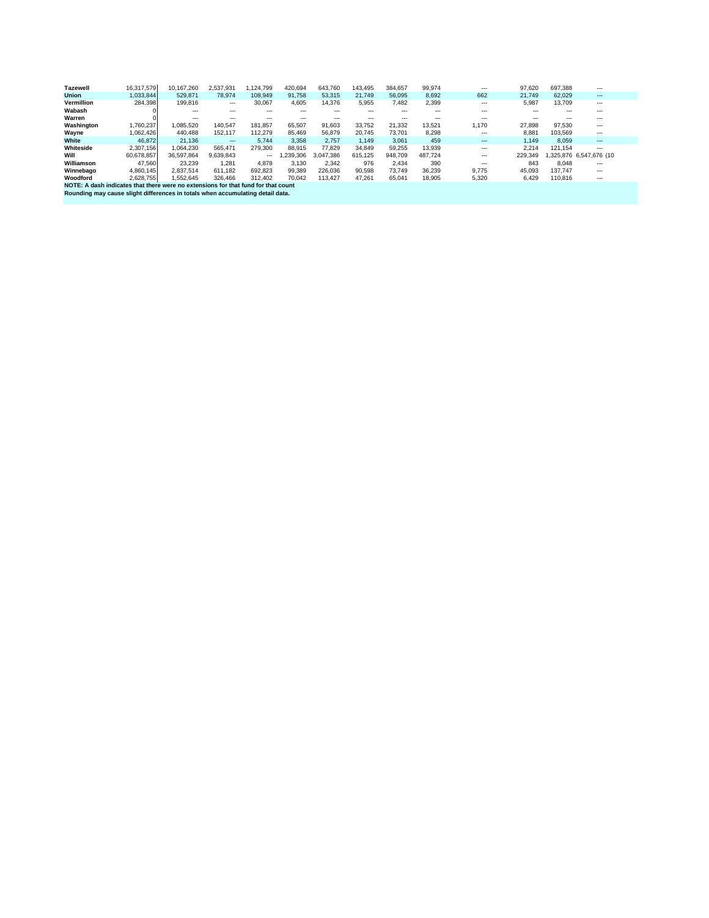| | | | | | | | | | | | | | |
|---|---|---|---|---|---|---|---|---|---|---|---|---|---|
| **Tazewell** | 16,317,579 | 10,167,260 | 2,537,931 | 1,124,799 | 420,694 | 643,760 | 143,495 | 384,657 | 99,974 | --- | 97,620 | 697,388 | --- |
| **Union** | 1,033,844 | 529,871 | 78,974 | 108,949 | 91,758 | 53,315 | 21,749 | 56,095 | 8,692 | 662 | 21,749 | 62,029 | --- |
| **Vermillion** | 284,398 | 199,816 | --- | 30,067 | 4,605 | 14,376 | 5,955 | 7,482 | 2,399 | --- | 5,987 | 13,709 | --- |
| **Wabash** | 0 | --- | --- | --- | --- | --- | --- | --- | --- | --- | --- | --- | --- |
| **Warren** | 0 | --- | --- | --- | --- | --- | --- | --- | --- | --- | --- | --- | --- |
| **Washington** | 1,760,237 | 1,085,520 | 140,547 | 181,857 | 65,507 | 91,603 | 33,752 | 21,332 | 13,521 | 1,170 | 27,898 | 97,530 | --- |
| **Wayne** | 1,062,426 | 440,488 | 152,117 | 112,279 | 85,469 | 56,879 | 20,745 | 73,701 | 8,298 | --- | 8,881 | 103,569 | --- |
| **White** | 46,872 | 21,136 | --- | 5,744 | 3,358 | 2,757 | 1,149 | 3,061 | 459 | --- | 1,149 | 8,059 | --- |
| **Whiteside** | 2,307,156 | 1,064,230 | 565,471 | 279,300 | 88,915 | 77,829 | 34,849 | 59,255 | 13,939 | --- | 2,214 | 121,154 | --- |
| **Will** | 60,678,857 | 36,597,864 | 9,639,843 | --- | 1,239,306 | 3,047,386 | 615,125 | 948,709 | 487,724 | --- | 229,349 | 1,325,876 | 6,547,676 (10 |
| **Williamson** | 47,560 | 23,239 | 1,281 | 4,878 | 3,130 | 2,342 | 976 | 2,434 | 390 | --- | 843 | 8,048 | --- |
| **Winnebago** | 4,860,145 | 2,837,514 | 611,182 | 692,823 | 99,389 | 226,036 | 90,598 | 73,749 | 36,239 | 9,775 | 45,093 | 137,747 | --- |
| **Woodford** | 2,628,755 | 1,552,645 | 326,466 | 312,402 | 70,042 | 113,427 | 47,261 | 65,041 | 18,905 | 5,320 | 6,429 | 110,816 | --- |

**NOTE: A dash indicates that there were no extensions for that fund for that count**

**Rounding may cause slight differences in totals when accumulating detail data.**